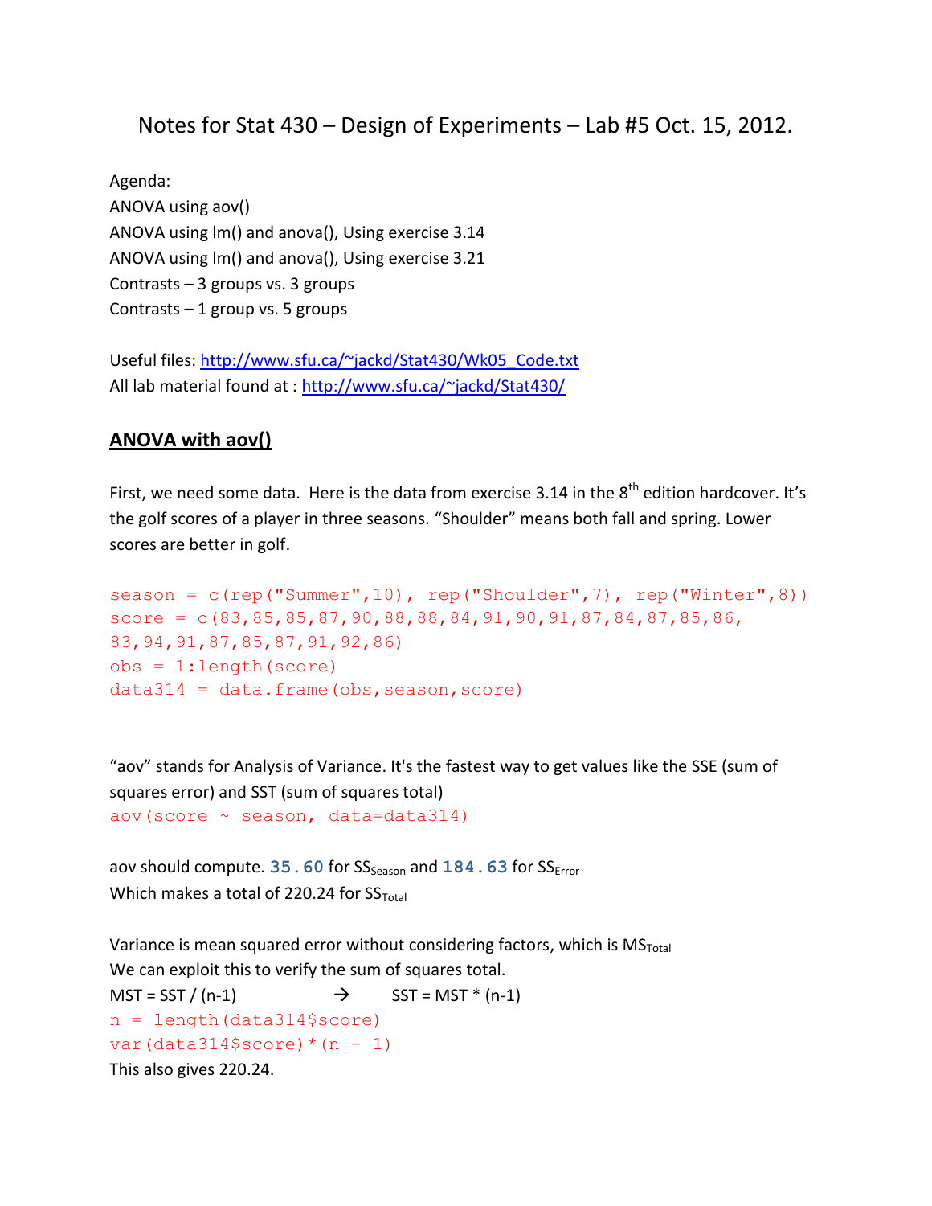# Notes for Stat 430 – Design of Experiments – Lab #5 Oct. 15, 2012.

Agenda:
ANOVA using aov()
ANOVA using lm() and anova(), Using exercise 3.14
ANOVA using lm() and anova(), Using exercise 3.21
Contrasts – 3 groups vs. 3 groups
Contrasts – 1 group vs. 5 groups

Useful files: http://www.sfu.ca/~jackd/Stat430/Wk05_Code.txt
All lab material found at : http://www.sfu.ca/~jackd/Stat430/

## ANOVA with aov()

First, we need some data. Here is the data from exercise 3.14 in the 8th edition hardcover. It's the golf scores of a player in three seasons. "Shoulder" means both fall and spring. Lower scores are better in golf.

```
season = c(rep("Summer",10), rep("Shoulder",7), rep("Winter",8))
score = c(83,85,85,87,90,88,88,84,91,90,91,87,84,87,85,86,
83,94,91,87,85,87,91,92,86)
obs = 1:length(score)
data314 = data.frame(obs,season,score)
```

"aov" stands for Analysis of Variance. It's the fastest way to get values like the SSE (sum of squares error) and SST (sum of squares total)

```
aov(score ~ season, data=data314)
```

aov should compute. **35.60** for $SS_{Season}$ and **184.63** for $SS_{Error}$
Which makes a total of 220.24 for $SS_{Total}$

Variance is mean squared error without considering factors, which is $MS_{Total}$
We can exploit this to verify the sum of squares total.

MST = SST / (n-1) → SST = MST * (n-1)

```
n = length(data314$score)
var(data314$score)*(n - 1)
```

This also gives 220.24.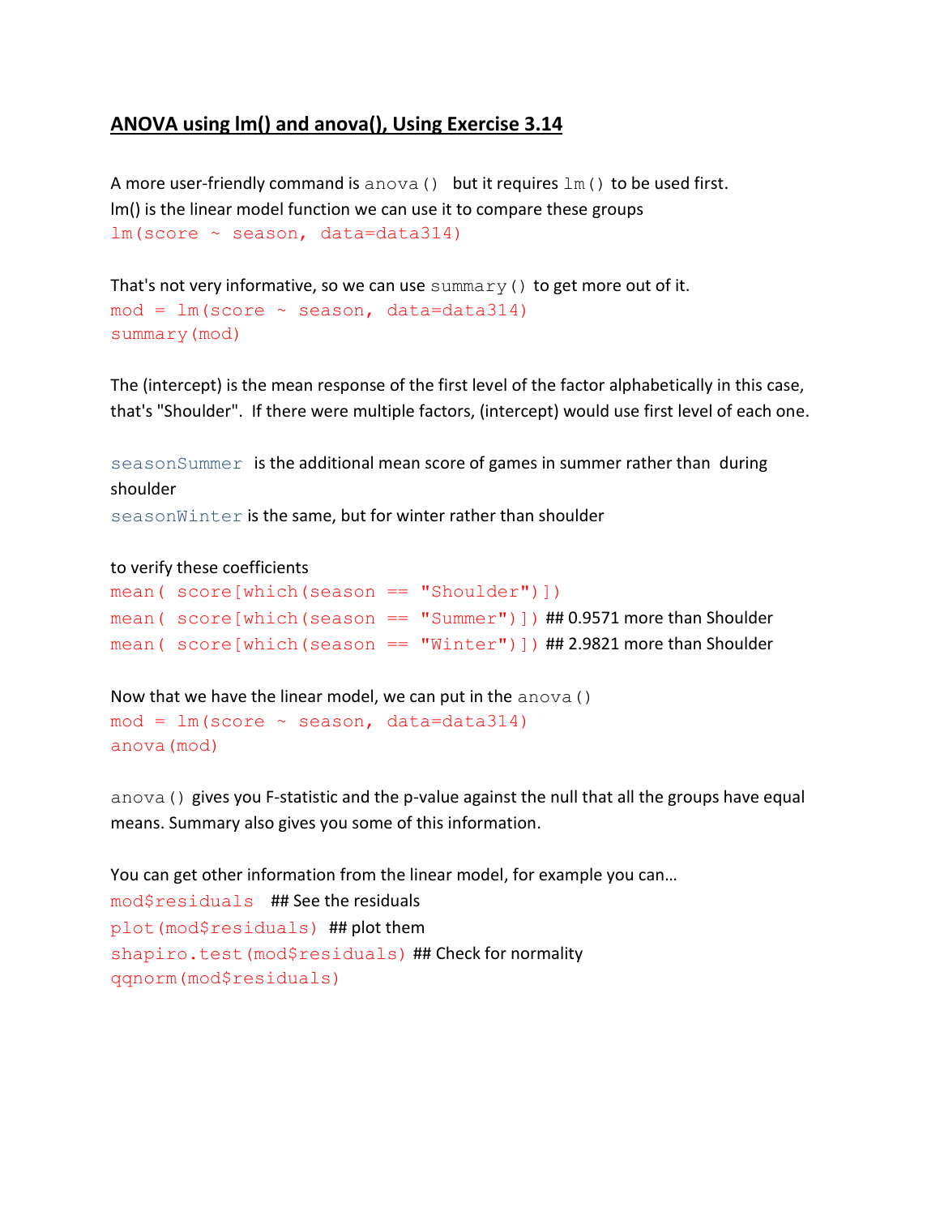## ANOVA using lm() and anova(), Using Exercise 3.14

A more user-friendly command is `anova()` but it requires `lm()` to be used first.
lm() is the linear model function we can use it to compare these groups

```
lm(score ~ season, data=data314)
```

That's not very informative, so we can use `summary()` to get more out of it.

```
mod = lm(score ~ season, data=data314)
summary(mod)
```

The (intercept) is the mean response of the first level of the factor alphabetically in this case, that's "Shoulder". If there were multiple factors, (intercept) would use first level of each one.

`seasonSummer` is the additional mean score of games in summer rather than during shoulder
`seasonWinter` is the same, but for winter rather than shoulder

to verify these coefficients

```
mean( score[which(season == "Shoulder")])
mean( score[which(season == "Summer")]) ## 0.9571 more than Shoulder
mean( score[which(season == "Winter")]) ## 2.9821 more than Shoulder
```

Now that we have the linear model, we can put in the `anova()`

```
mod = lm(score ~ season, data=data314)
anova(mod)
```

`anova()` gives you F-statistic and the p-value against the null that all the groups have equal means. Summary also gives you some of this information.

You can get other information from the linear model, for example you can…

```
mod$residuals  ## See the residuals
plot(mod$residuals) ## plot them
shapiro.test(mod$residuals) ## Check for normality
qqnorm(mod$residuals)
```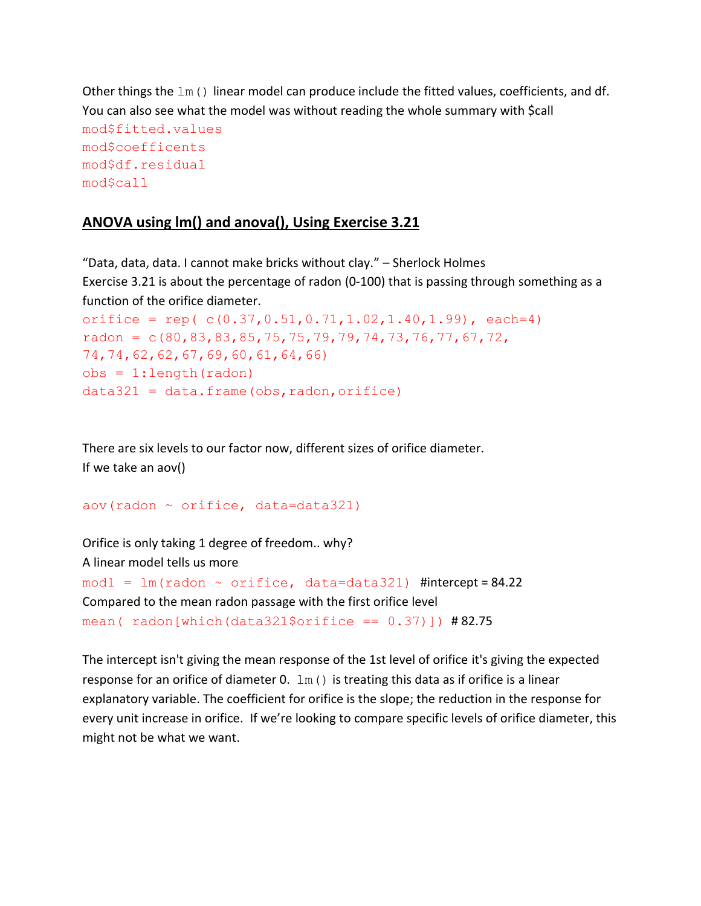Other things the `lm()` linear model can produce include the fitted values, coefficients, and df. You can also see what the model was without reading the whole summary with $call

```
mod$fitted.values
mod$coefficents
mod$df.residual
mod$call
```

## ANOVA using lm() and anova(), Using Exercise 3.21

"Data, data, data. I cannot make bricks without clay." – Sherlock Holmes

Exercise 3.21 is about the percentage of radon (0-100) that is passing through something as a function of the orifice diameter.

```
orifice = rep( c(0.37,0.51,0.71,1.02,1.40,1.99), each=4)
radon = c(80,83,83,85,75,75,79,79,74,73,76,77,67,72,
74,74,62,62,67,69,60,61,64,66)
obs = 1:length(radon)
data321 = data.frame(obs,radon,orifice)
```

There are six levels to our factor now, different sizes of orifice diameter.

If we take an aov()

```
aov(radon ~ orifice, data=data321)
```

Orifice is only taking 1 degree of freedom.. why?

A linear model tells us more

```
mod1 = lm(radon ~ orifice, data=data321)  #intercept = 84.22
```

Compared to the mean radon passage with the first orifice level

```
mean( radon[which(data321$orifice == 0.37)])  # 82.75
```

The intercept isn't giving the mean response of the 1st level of orifice it's giving the expected response for an orifice of diameter 0. `lm()` is treating this data as if orifice is a linear explanatory variable. The coefficient for orifice is the slope; the reduction in the response for every unit increase in orifice. If we're looking to compare specific levels of orifice diameter, this might not be what we want.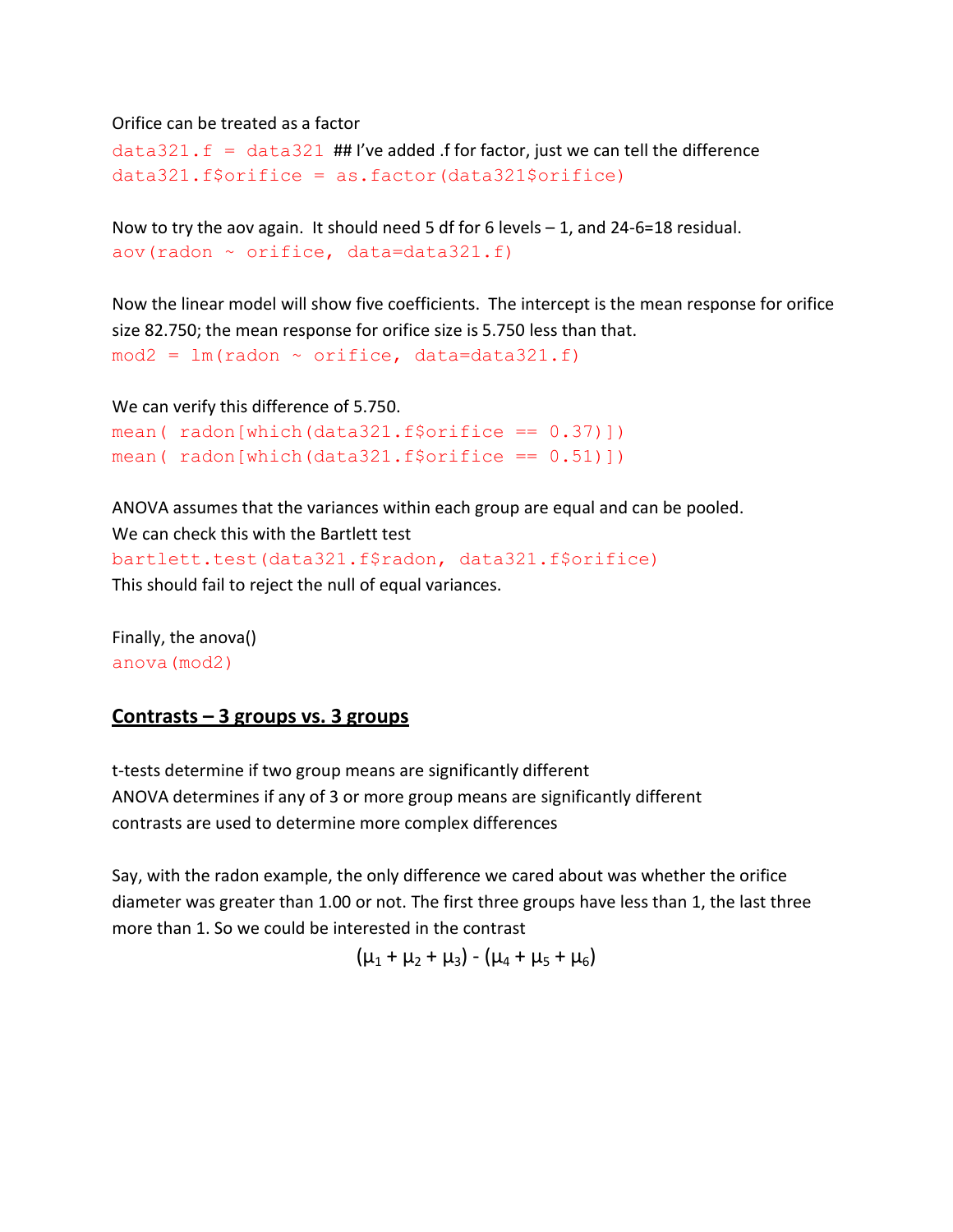Orifice can be treated as a factor

```
data321.f = data321 ## I've added .f for factor, just we can tell the difference
data321.f$orifice = as.factor(data321$orifice)
```

Now to try the aov again. It should need 5 df for 6 levels – 1, and 24-6=18 residual.

```
aov(radon ~ orifice, data=data321.f)
```

Now the linear model will show five coefficients. The intercept is the mean response for orifice size 82.750; the mean response for orifice size is 5.750 less than that.

```
mod2 = lm(radon ~ orifice, data=data321.f)
```

We can verify this difference of 5.750.

```
mean( radon[which(data321.f$orifice == 0.37)])
mean( radon[which(data321.f$orifice == 0.51)])
```

ANOVA assumes that the variances within each group are equal and can be pooled.
We can check this with the Bartlett test

```
bartlett.test(data321.f$radon, data321.f$orifice)
```

This should fail to reject the null of equal variances.

Finally, the anova()

```
anova(mod2)
```

## Contrasts – 3 groups vs. 3 groups

t-tests determine if two group means are significantly different
ANOVA determines if any of 3 or more group means are significantly different
contrasts are used to determine more complex differences

Say, with the radon example, the only difference we cared about was whether the orifice diameter was greater than 1.00 or not. The first three groups have less than 1, the last three more than 1. So we could be interested in the contrast

$$(\mu_1 + \mu_2 + \mu_3) - (\mu_4 + \mu_5 + \mu_6)$$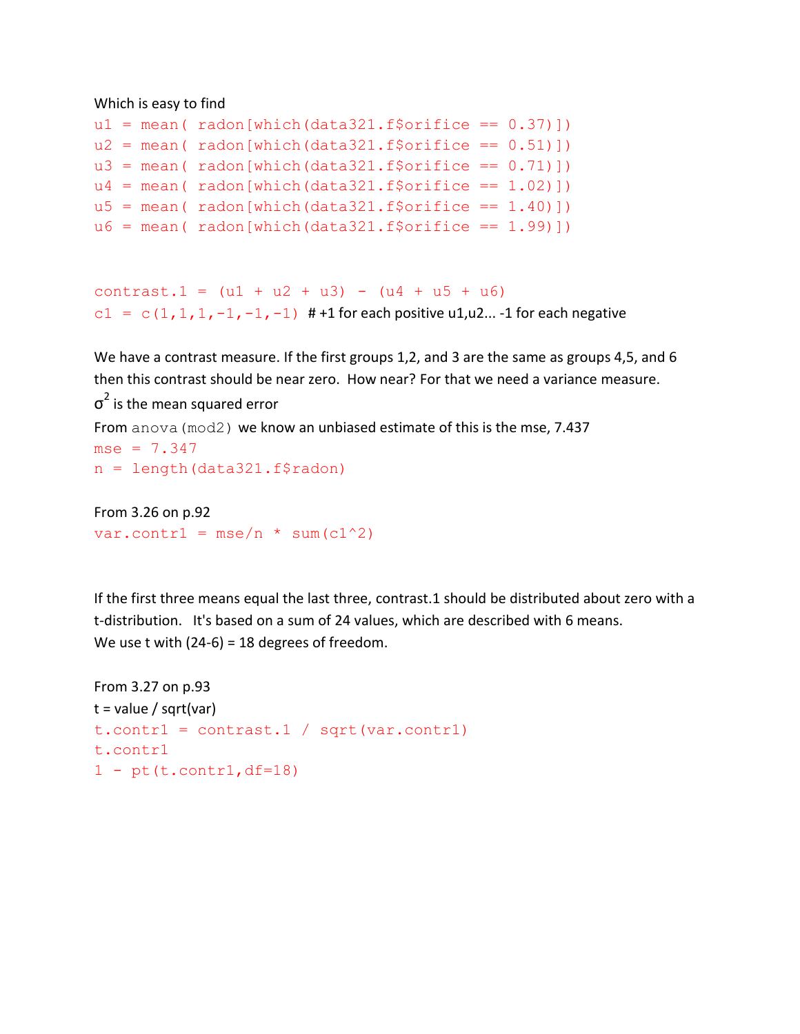Which is easy to find

```
u1 = mean( radon[which(data321.f$orifice == 0.37)])
u2 = mean( radon[which(data321.f$orifice == 0.51)])
u3 = mean( radon[which(data321.f$orifice == 0.71)])
u4 = mean( radon[which(data321.f$orifice == 1.02)])
u5 = mean( radon[which(data321.f$orifice == 1.40)])
u6 = mean( radon[which(data321.f$orifice == 1.99)])
```

```
contrast.1 = (u1 + u2 + u3) - (u4 + u5 + u6)
c1 = c(1,1,1,-1,-1,-1)  # +1 for each positive u1,u2... -1 for each negative
```

We have a contrast measure. If the first groups 1,2, and 3 are the same as groups 4,5, and 6 then this contrast should be near zero. How near? For that we need a variance measure.

$\sigma^2$ is the mean squared error

From `anova(mod2)` we know an unbiased estimate of this is the mse, 7.437

```
mse = 7.347
n = length(data321.f$radon)
```

From 3.26 on p.92

```
var.contr1 = mse/n * sum(c1^2)
```

If the first three means equal the last three, contrast.1 should be distributed about zero with a t-distribution. It's based on a sum of 24 values, which are described with 6 means.
We use t with (24-6) = 18 degrees of freedom.

From 3.27 on p.93
t = value / sqrt(var)

```
t.contr1 = contrast.1 / sqrt(var.contr1)
t.contr1
1 - pt(t.contr1,df=18)
```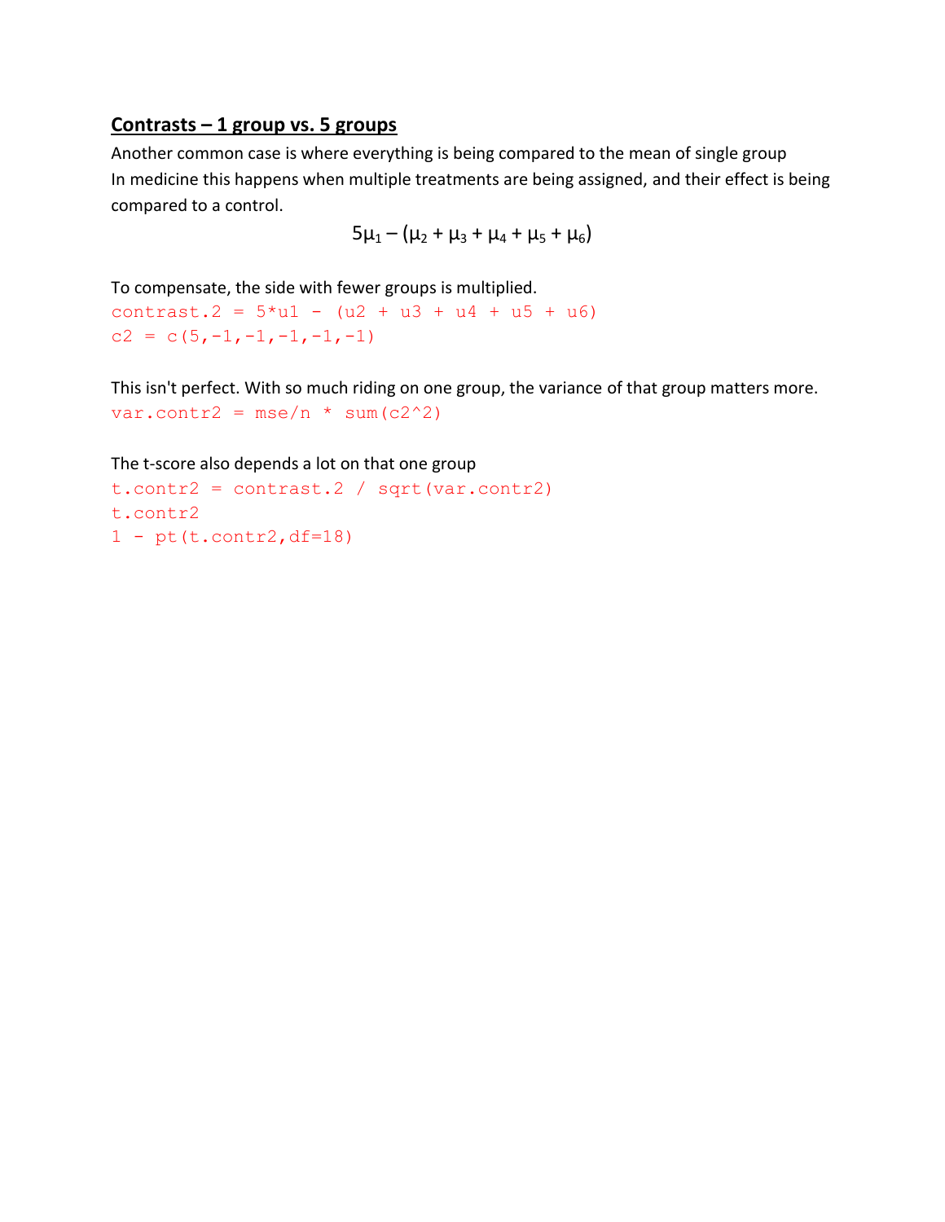## Contrasts – 1 group vs. 5 groups

Another common case is where everything is being compared to the mean of single group
In medicine this happens when multiple treatments are being assigned, and their effect is being compared to a control.

$$5\mu_1 - (\mu_2 + \mu_3 + \mu_4 + \mu_5 + \mu_6)$$

To compensate, the side with fewer groups is multiplied.

```
contrast.2 = 5*u1 - (u2 + u3 + u4 + u5 + u6)
c2 = c(5,-1,-1,-1,-1,-1)
```

This isn't perfect. With so much riding on one group, the variance of that group matters more.

```
var.contr2 = mse/n * sum(c2^2)
```

The t-score also depends a lot on that one group

```
t.contr2 = contrast.2 / sqrt(var.contr2)
t.contr2
1 - pt(t.contr2,df=18)
```